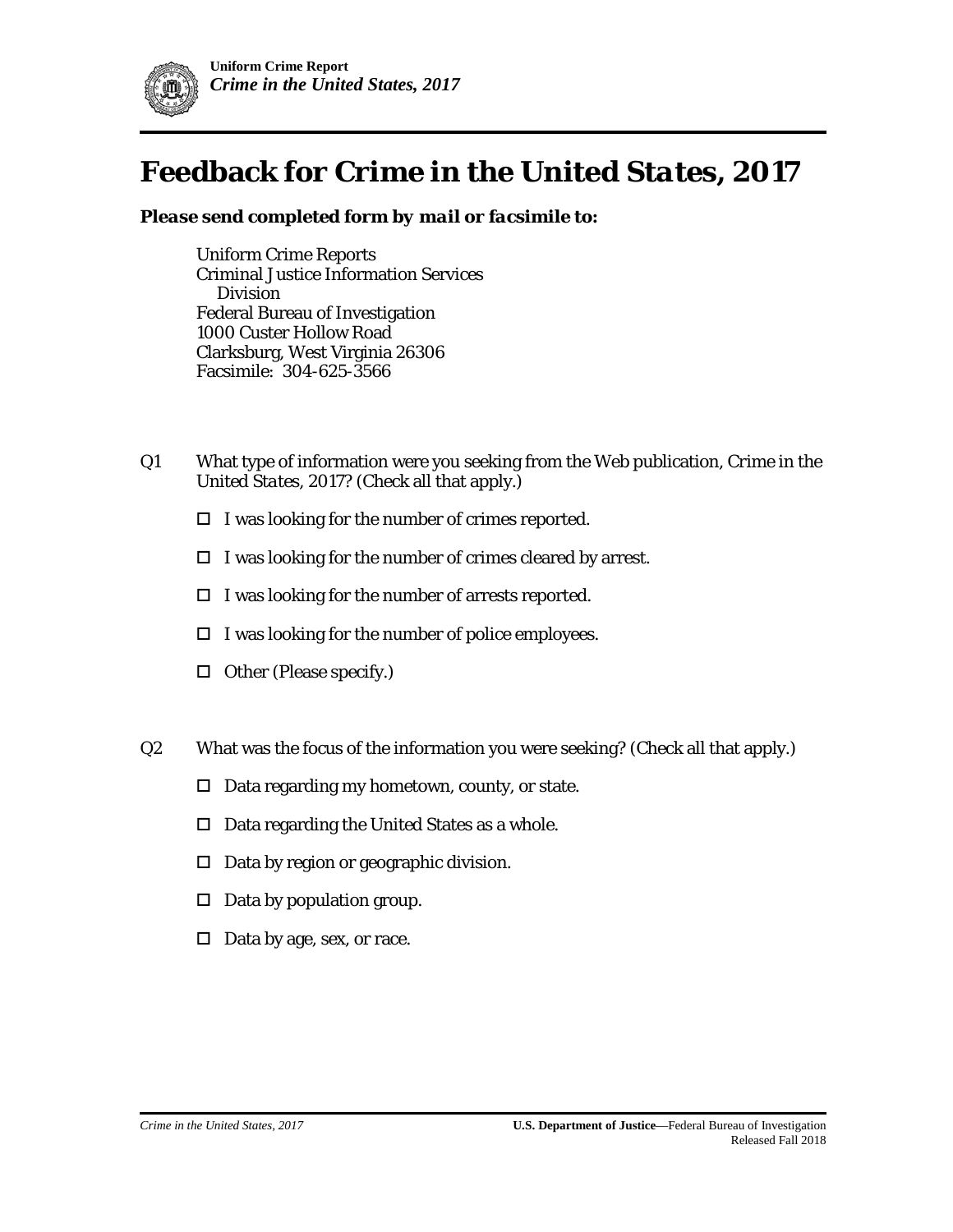# *Feedback for Crime in the United States, 2017*

***Please send completed form by mail or facsimile to:***

Uniform Crime Reports
Criminal Justice Information Services Division
Federal Bureau of Investigation
1000 Custer Hollow Road
Clarksburg, West Virginia 26306
Facsimile: 304-625-3566

Q1 What type of information were you seeking from the Web publication, *Crime in the United States, 2017*? (Check all that apply.)

- ☐ I was looking for the number of crimes reported.
- ☐ I was looking for the number of crimes cleared by arrest.
- ☐ I was looking for the number of arrests reported.
- ☐ I was looking for the number of police employees.
- ☐ Other (Please specify.)

Q2 What was the focus of the information you were seeking? (Check all that apply.)

- ☐ Data regarding my hometown, county, or state.
- ☐ Data regarding the United States as a whole.
- ☐ Data by region or geographic division.
- ☐ Data by population group.
- ☐ Data by age, sex, or race.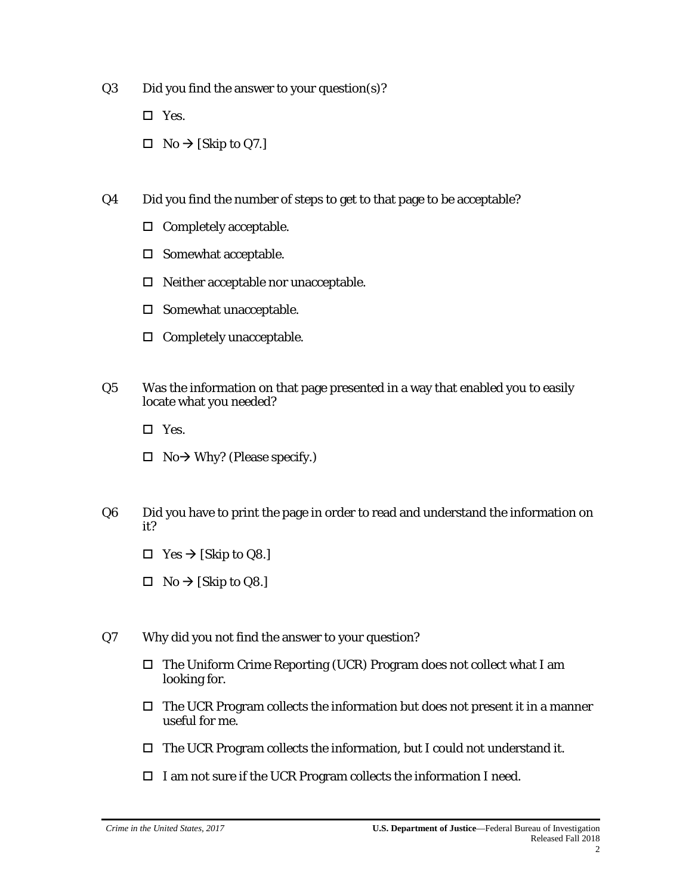Q3 Did you find the answer to your question(s)?

- ☐ Yes.
- ☐ No → [Skip to Q7.]

Q4 Did you find the number of steps to get to that page to be acceptable?

- ☐ Completely acceptable.
- ☐ Somewhat acceptable.
- ☐ Neither acceptable nor unacceptable.
- ☐ Somewhat unacceptable.
- ☐ Completely unacceptable.

Q5 Was the information on that page presented in a way that enabled you to easily locate what you needed?

- ☐ Yes.
- ☐ No→ Why? (Please specify.)

Q6 Did you have to print the page in order to read and understand the information on it?

- ☐ Yes → [Skip to Q8.]
- ☐ No → [Skip to Q8.]

Q7 Why did you not find the answer to your question?

- ☐ The Uniform Crime Reporting (UCR) Program does not collect what I am looking for.
- ☐ The UCR Program collects the information but does not present it in a manner useful for me.
- ☐ The UCR Program collects the information, but I could not understand it.
- ☐ I am not sure if the UCR Program collects the information I need.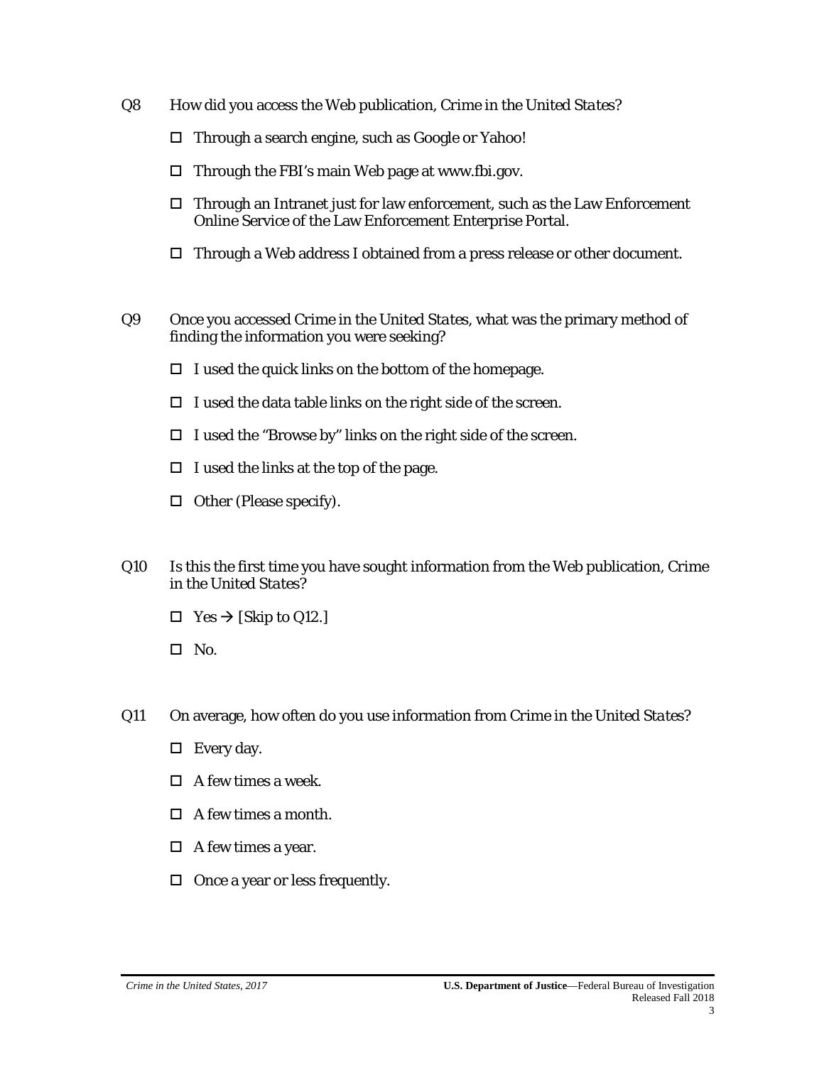Q8 How did you access the Web publication, *Crime in the United States*?

- ☐ Through a search engine, such as Google or Yahoo!
- ☐ Through the FBI's main Web page at www.fbi.gov.
- ☐ Through an Intranet just for law enforcement, such as the Law Enforcement Online Service of the Law Enforcement Enterprise Portal.
- ☐ Through a Web address I obtained from a press release or other document.

Q9 Once you accessed *Crime in the United States*, what was the primary method of finding the information you were seeking?

- ☐ I used the quick links on the bottom of the homepage.
- ☐ I used the data table links on the right side of the screen.
- ☐ I used the "Browse by" links on the right side of the screen.
- ☐ I used the links at the top of the page.
- ☐ Other (Please specify).

Q10 Is this the first time you have sought information from the Web publication, *Crime in the United States*?

- ☐ Yes → [Skip to Q12.]
- ☐ No.

Q11 On average, how often do you use information from *Crime in the United States*?

- ☐ Every day.
- ☐ A few times a week.
- ☐ A few times a month.
- ☐ A few times a year.
- ☐ Once a year or less frequently.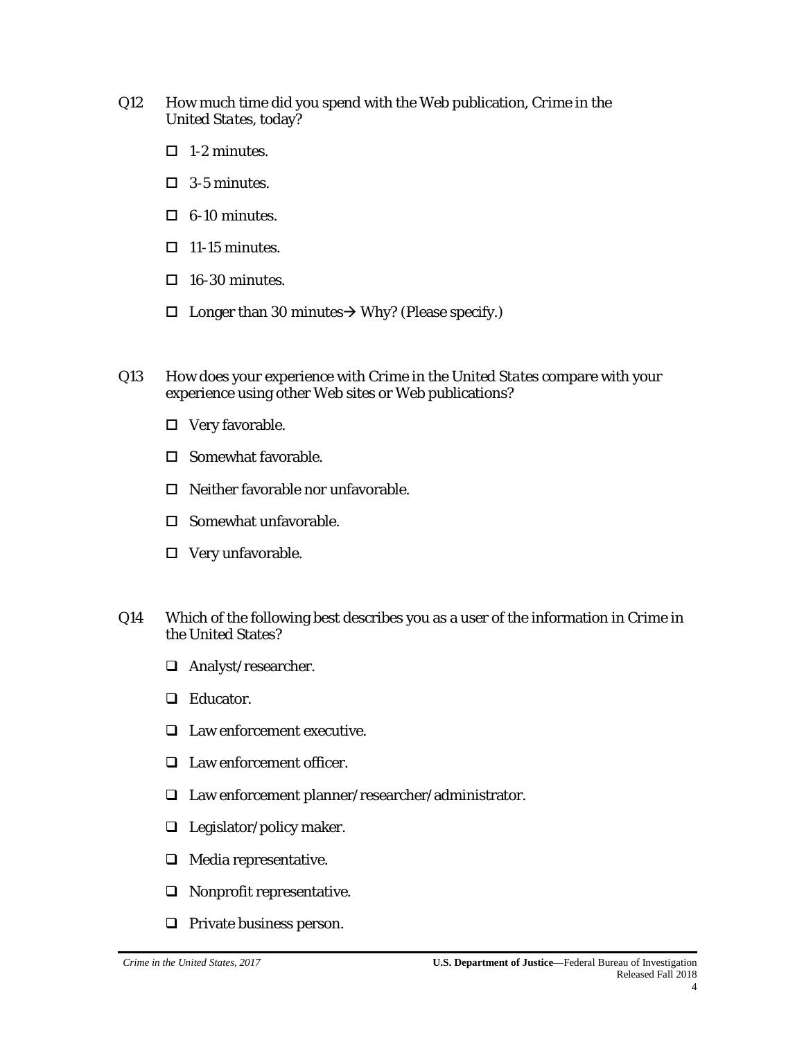Q12 How much time did you spend with the Web publication, *Crime in the United States*, today?

- ☐ 1-2 minutes.
- ☐ 3-5 minutes.
- ☐ 6-10 minutes.
- ☐ 11-15 minutes.
- ☐ 16-30 minutes.
- ☐ Longer than 30 minutes→ Why? (Please specify.)

Q13 How does your experience with *Crime in the United States* compare with your experience using other Web sites or Web publications?

- ☐ Very favorable.
- ☐ Somewhat favorable.
- ☐ Neither favorable nor unfavorable.
- ☐ Somewhat unfavorable.
- ☐ Very unfavorable.

Q14 Which of the following best describes you as a user of the information in Crime in the United States?

- ☐ Analyst/researcher.
- ☐ Educator.
- ☐ Law enforcement executive.
- ☐ Law enforcement officer.
- ☐ Law enforcement planner/researcher/administrator.
- ☐ Legislator/policy maker.
- ☐ Media representative.
- ☐ Nonprofit representative.
- ☐ Private business person.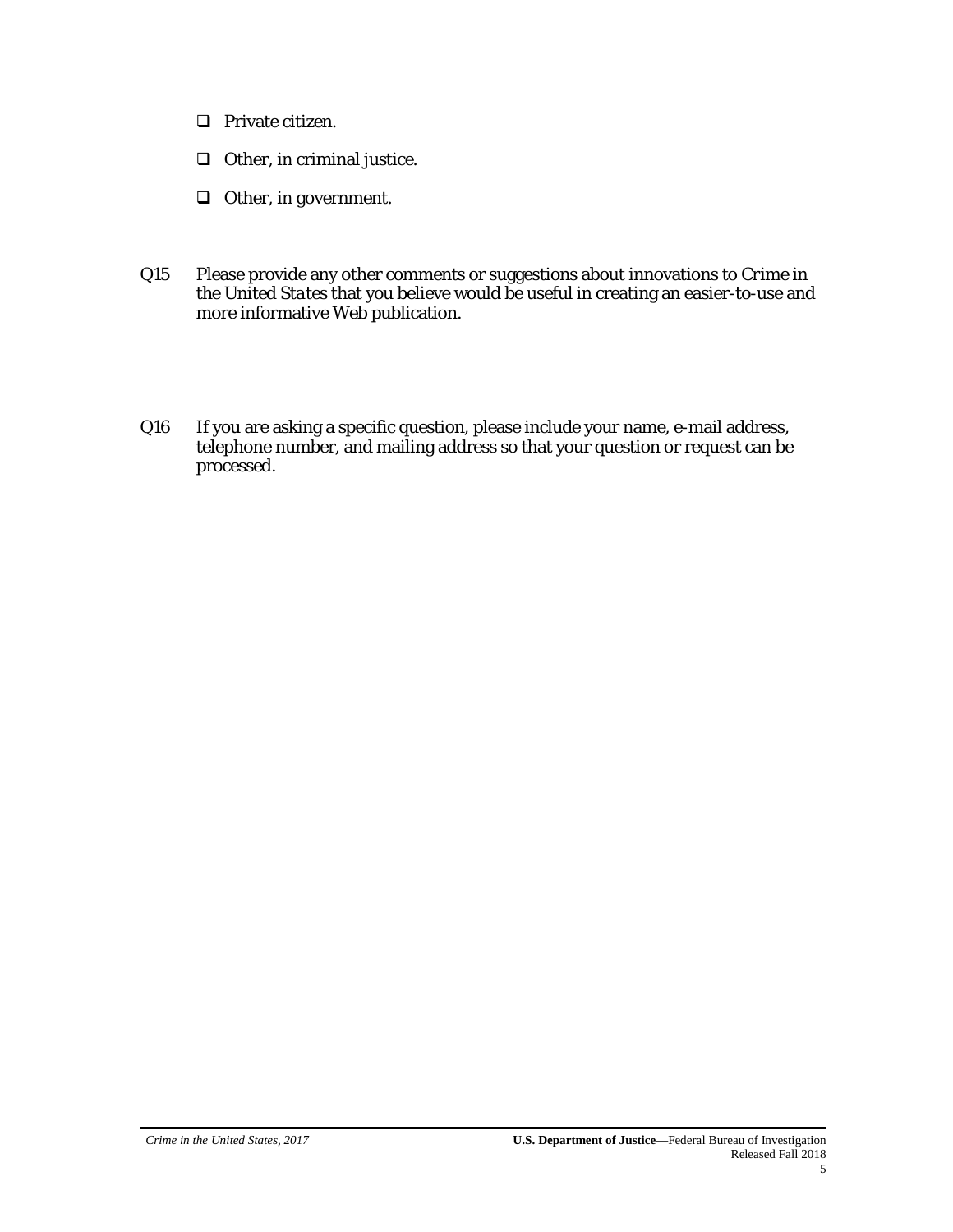- ❑ Private citizen.
- ❑ Other, in criminal justice.
- ❑ Other, in government.

Q15 Please provide any other comments or suggestions about innovations to *Crime in the United States* that you believe would be useful in creating an easier-to-use and more informative Web publication.

Q16 If you are asking a specific question, please include your name, e-mail address, telephone number, and mailing address so that your question or request can be processed.